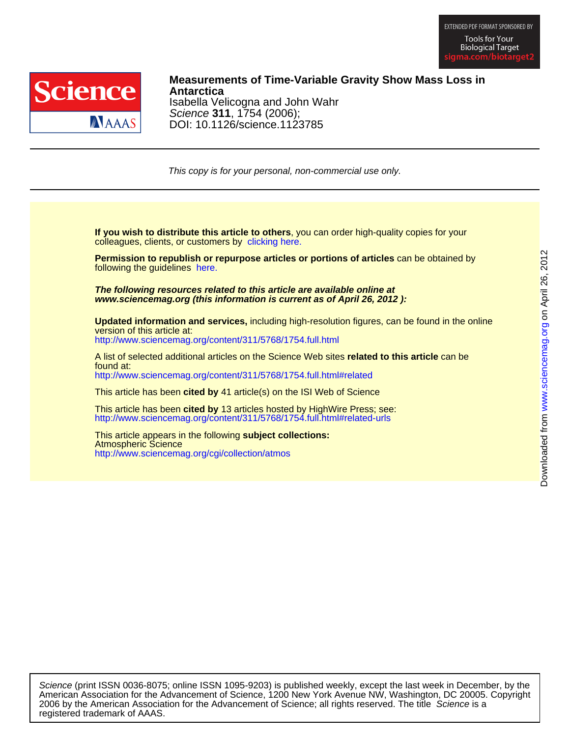# Measurements of Time-Variable Gravity Show Mass Loss in Antarctica

Isabella Velicogna and John Wahr

*Science* **311**, 1754 (2006);

DOI: 10.1126/science.1123785

*This copy is for your personal, non-commercial use only.*

**If you wish to distribute this article to others**, you can order high-quality copies for your colleagues, clients, or customers by clicking here.

**Permission to republish or repurpose articles or portions of articles** can be obtained by following the guidelines here.

***The following resources related to this article are available online at www.sciencemag.org (this information is current as of April 26, 2012 ):***

**Updated information and services,** including high-resolution figures, can be found in the online version of this article at:
http://www.sciencemag.org/content/311/5768/1754.full.html

A list of selected additional articles on the Science Web sites **related to this article** can be found at:
http://www.sciencemag.org/content/311/5768/1754.full.html#related

This article has been **cited by** 41 article(s) on the ISI Web of Science

This article has been **cited by** 13 articles hosted by HighWire Press; see:
http://www.sciencemag.org/content/311/5768/1754.full.html#related-urls

This article appears in the following **subject collections:**
Atmospheric Science
http://www.sciencemag.org/cgi/collection/atmos

*Science* (print ISSN 0036-8075; online ISSN 1095-9203) is published weekly, except the last week in December, by the American Association for the Advancement of Science, 1200 New York Avenue NW, Washington, DC 20005. Copyright 2006 by the American Association for the Advancement of Science; all rights reserved. The title *Science* is a registered trademark of AAAS.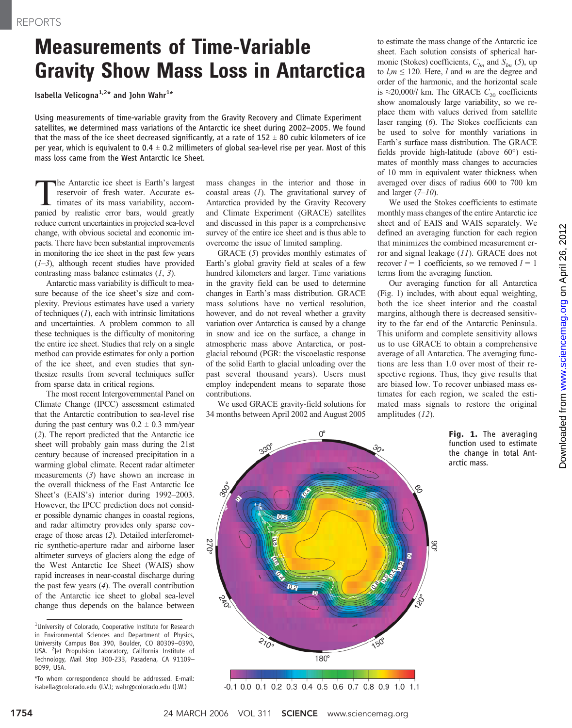# Measurements of Time-Variable Gravity Show Mass Loss in Antarctica

Isabella Velicogna[1,2]* and John Wahr[1]*

Using measurements of time-variable gravity from the Gravity Recovery and Climate Experiment satellites, we determined mass variations of the Antarctic ice sheet during 2002–2005. We found that the mass of the ice sheet decreased significantly, at a rate of 152 ± 80 cubic kilometers of ice per year, which is equivalent to 0.4 ± 0.2 millimeters of global sea-level rise per year. Most of this mass loss came from the West Antarctic Ice Sheet.

The Antarctic ice sheet is Earth's largest reservoir of fresh water. Accurate estimates of its mass variability, accompanied by realistic error bars, would greatly reduce current uncertainties in projected sea-level change, with obvious societal and economic impacts. There have been substantial improvements in monitoring the ice sheet in the past few years (*1*–*3*), although recent studies have provided contrasting mass balance estimates (*1*, *3*).

Antarctic mass variability is difficult to measure because of the ice sheet's size and complexity. Previous estimates have used a variety of techniques (*1*), each with intrinsic limitations and uncertainties. A problem common to all these techniques is the difficulty of monitoring the entire ice sheet. Studies that rely on a single method can provide estimates for only a portion of the ice sheet, and even studies that synthesize results from several techniques suffer from sparse data in critical regions.

The most recent Intergovernmental Panel on Climate Change (IPCC) assessment estimated that the Antarctic contribution to sea-level rise during the past century was 0.2 ± 0.3 mm/year (*2*). The report predicted that the Antarctic ice sheet will probably gain mass during the 21st century because of increased precipitation in a warming global climate. Recent radar altimeter measurements (*3*) have shown an increase in the overall thickness of the East Antarctic Ice Sheet's (EAIS's) interior during 1992–2003. However, the IPCC prediction does not consider possible dynamic changes in coastal regions, and radar altimetry provides only sparse coverage of those areas (*2*). Detailed interferometric synthetic-aperture radar and airborne laser altimeter surveys of glaciers along the edge of the West Antarctic Ice Sheet (WAIS) show rapid increases in near-coastal discharge during the past few years (*4*). The overall contribution of the Antarctic ice sheet to global sea-level change thus depends on the balance between mass changes in the interior and those in coastal areas (*1*). The gravitational survey of Antarctica provided by the Gravity Recovery and Climate Experiment (GRACE) satellites and discussed in this paper is a comprehensive survey of the entire ice sheet and is thus able to overcome the issue of limited sampling.

GRACE (*5*) provides monthly estimates of Earth's global gravity field at scales of a few hundred kilometers and larger. Time variations in the gravity field can be used to determine changes in Earth's mass distribution. GRACE mass solutions have no vertical resolution, however, and do not reveal whether a gravity variation over Antarctica is caused by a change in snow and ice on the surface, a change in atmospheric mass above Antarctica, or post-glacial rebound (PGR: the viscoelastic response of the solid Earth to glacial unloading over the past several thousand years). Users must employ independent means to separate those contributions.

We used GRACE gravity-field solutions for 34 months between April 2002 and August 2005 to estimate the mass change of the Antarctic ice sheet. Each solution consists of spherical harmonic (Stokes) coefficients, $C_{lm}$ and $S_{lm}$ (*5*), up to $l,m \leq 120$. Here, $l$ and $m$ are the degree and order of the harmonic, and the horizontal scale is ≈20,000/$l$ km. The GRACE $C_{20}$ coefficients show anomalously large variability, so we replace them with values derived from satellite laser ranging (*6*). The Stokes coefficients can be used to solve for monthly variations in Earth's surface mass distribution. The GRACE fields provide high-latitude (above 60°) estimates of monthly mass changes to accuracies of 10 mm in equivalent water thickness when averaged over discs of radius 600 to 700 km and larger (*7*–*10*).

We used the Stokes coefficients to estimate monthly mass changes of the entire Antarctic ice sheet and of EAIS and WAIS separately. We defined an averaging function for each region that minimizes the combined measurement error and signal leakage (*11*). GRACE does not recover $l = 1$ coefficients, so we removed $l = 1$ terms from the averaging function.

Our averaging function for all Antarctica (Fig. 1) includes, with about equal weighting, both the ice sheet interior and the coastal margins, although there is decreased sensitivity to the far end of the Antarctic Peninsula. This uniform and complete sensitivity allows us to use GRACE to obtain a comprehensive average of all Antarctica. The averaging functions are less than 1.0 over most of their respective regions. Thus, they give results that are biased low. To recover unbiased mass estimates for each region, we scaled the estimated mass signals to restore the original amplitudes (*12*).

**Fig. 1.** The averaging function used to estimate the change in total Antarctic mass.

[1]University of Colorado, Cooperative Institute for Research in Environmental Sciences and Department of Physics, University Campus Box 390, Boulder, CO 80309–0390, USA. [2]Jet Propulsion Laboratory, California Institute of Technology, Mail Stop 300-233, Pasadena, CA 91109–8099, USA.

*To whom correspondence should be addressed. E-mail: isabella@colorado.edu (I.V.); wahr@colorado.edu (J.W.)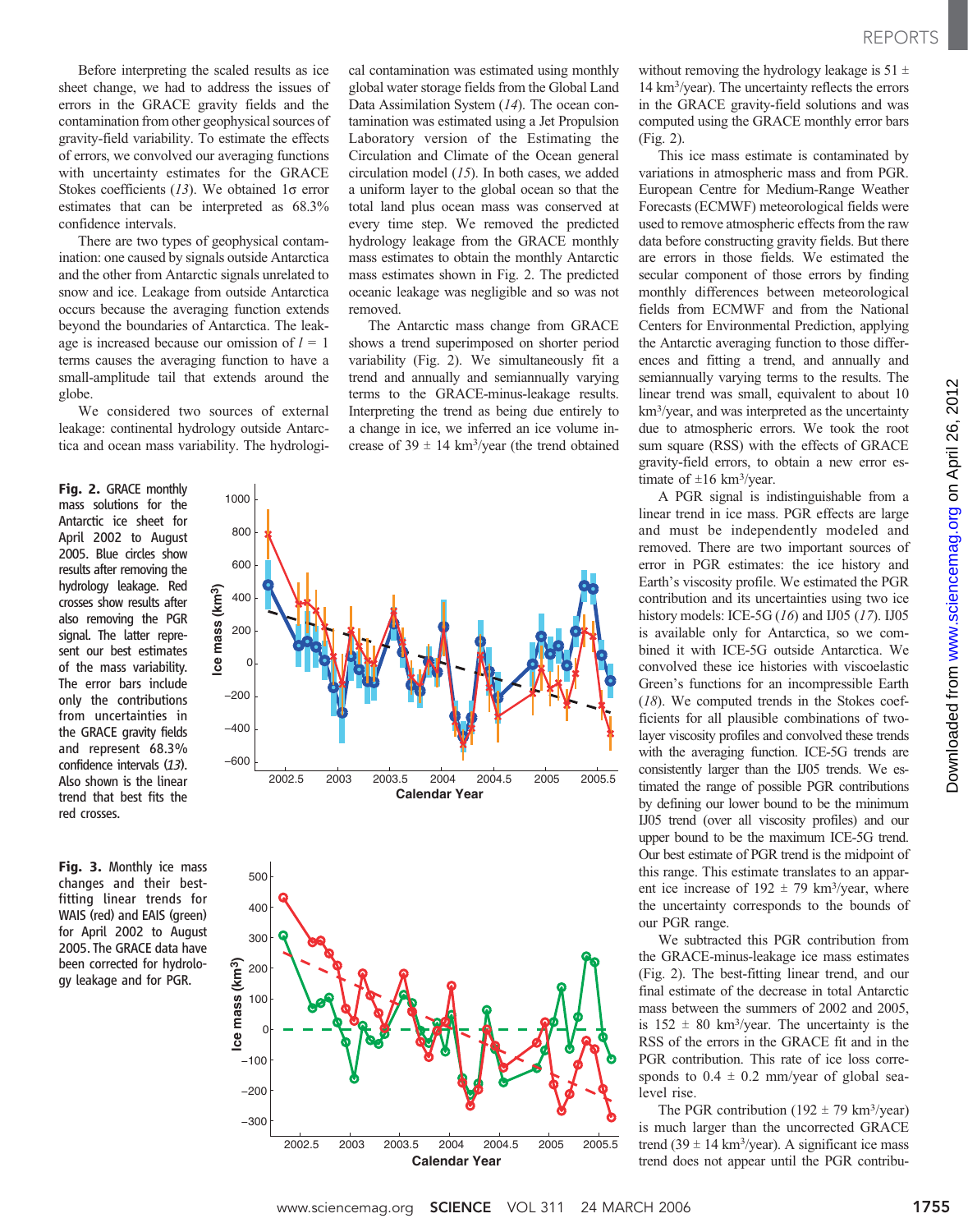Before interpreting the scaled results as ice sheet change, we had to address the issues of errors in the GRACE gravity fields and the contamination from other geophysical sources of gravity-field variability. To estimate the effects of errors, we convolved our averaging functions with uncertainty estimates for the GRACE Stokes coefficients (*13*). We obtained 1σ error estimates that can be interpreted as 68.3% confidence intervals.

There are two types of geophysical contamination: one caused by signals outside Antarctica and the other from Antarctic signals unrelated to snow and ice. Leakage from outside Antarctica occurs because the averaging function extends beyond the boundaries of Antarctica. The leakage is increased because our omission of $l = 1$ terms causes the averaging function to have a small-amplitude tail that extends around the globe.

We considered two sources of external leakage: continental hydrology outside Antarctica and ocean mass variability. The hydrological contamination was estimated using monthly global water storage fields from the Global Land Data Assimilation System (*14*). The ocean contamination was estimated using a Jet Propulsion Laboratory version of the Estimating the Circulation and Climate of the Ocean general circulation model (*15*). In both cases, we added a uniform layer to the global ocean so that the total land plus ocean mass was conserved at every time step. We removed the predicted hydrology leakage from the GRACE monthly mass estimates to obtain the monthly Antarctic mass estimates shown in Fig. 2. The predicted oceanic leakage was negligible and so was not removed.

The Antarctic mass change from GRACE shows a trend superimposed on shorter period variability (Fig. 2). We simultaneously fit a trend and annually and semiannually varying terms to the GRACE-minus-leakage results. Interpreting the trend as being due entirely to a change in ice, we inferred an ice volume increase of 39 ± 14 km$^3$/year (the trend obtained without removing the hydrology leakage is 51 ± 14 km$^3$/year). The uncertainty reflects the errors in the GRACE gravity-field solutions and was computed using the GRACE monthly error bars (Fig. 2).

This ice mass estimate is contaminated by variations in atmospheric mass and from PGR. European Centre for Medium-Range Weather Forecasts (ECMWF) meteorological fields were used to remove atmospheric effects from the raw data before constructing gravity fields. But there are errors in those fields. We estimated the secular component of those errors by finding monthly differences between meteorological fields from ECMWF and from the National Centers for Environmental Prediction, applying the Antarctic averaging function to those differences and fitting a trend, and annually and semiannually varying terms to the results. The linear trend was small, equivalent to about 10 km$^3$/year, and was interpreted as the uncertainty due to atmospheric errors. We took the root sum square (RSS) with the effects of GRACE gravity-field errors, to obtain a new error estimate of ±16 km$^3$/year.

A PGR signal is indistinguishable from a linear trend in ice mass. PGR effects are large and must be independently modeled and removed. There are two important sources of error in PGR estimates: the ice history and Earth's viscosity profile. We estimated the PGR contribution and its uncertainties using two ice history models: ICE-5G (*16*) and IJ05 (*17*). IJ05 is available only for Antarctica, so we combined it with ICE-5G outside Antarctica. We convolved these ice histories with viscoelastic Green's functions for an incompressible Earth (*18*). We computed trends in the Stokes coefficients for all plausible combinations of two-layer viscosity profiles and convolved these trends with the averaging function. ICE-5G trends are consistently larger than the IJ05 trends. We estimated the range of possible PGR contributions by defining our lower bound to be the minimum IJ05 trend (over all viscosity profiles) and our upper bound to be the maximum ICE-5G trend. Our best estimate of PGR trend is the midpoint of this range. This estimate translates to an apparent ice increase of 192 ± 79 km$^3$/year, where the uncertainty corresponds to the bounds of our PGR range.

We subtracted this PGR contribution from the GRACE-minus-leakage ice mass estimates (Fig. 2). The best-fitting linear trend, and our final estimate of the decrease in total Antarctic mass between the summers of 2002 and 2005, is 152 ± 80 km$^3$/year. The uncertainty is the RSS of the errors in the GRACE fit and in the PGR contribution. This rate of ice loss corresponds to 0.4 ± 0.2 mm/year of global sea-level rise.

The PGR contribution (192 ± 79 km$^3$/year) is much larger than the uncorrected GRACE trend (39 ± 14 km$^3$/year). A significant ice mass trend does not appear until the PGR contribu-

**Fig. 2.** GRACE monthly mass solutions for the Antarctic ice sheet for April 2002 to August 2005. Blue circles show results after removing the hydrology leakage. Red crosses show results after also removing the PGR signal. The latter represent our best estimates of the mass variability. The error bars include only the contributions from uncertainties in the GRACE gravity fields and represent 68.3% confidence intervals (*13*). Also shown is the linear trend that best fits the red crosses.

**Fig. 3.** Monthly ice mass changes and their best-fitting linear trends for WAIS (red) and EAIS (green) for April 2002 to August 2005. The GRACE data have been corrected for hydrology leakage and for PGR.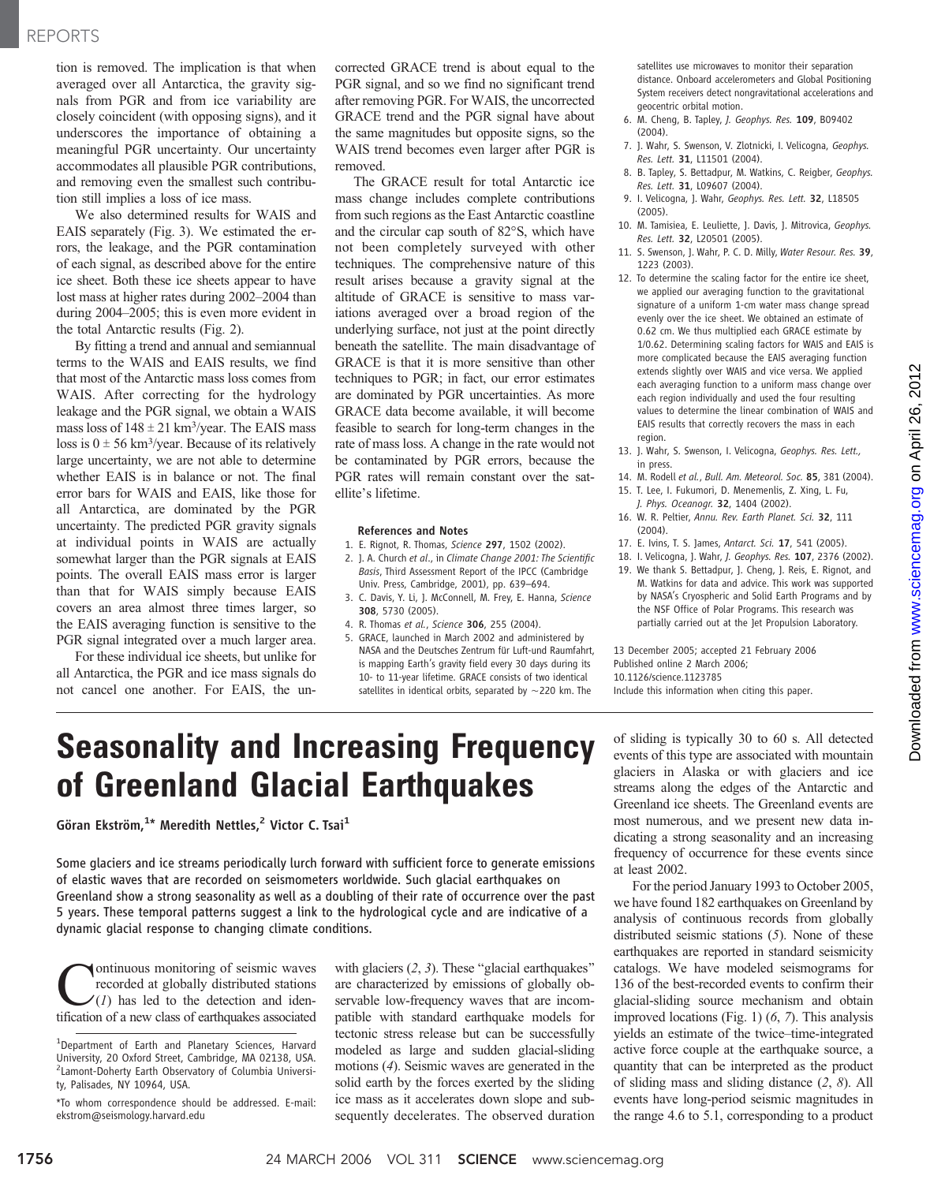tion is removed. The implication is that when averaged over all Antarctica, the gravity signals from PGR and from ice variability are closely coincident (with opposing signs), and it underscores the importance of obtaining a meaningful PGR uncertainty. Our uncertainty accommodates all plausible PGR contributions, and removing even the smallest such contribution still implies a loss of ice mass.

We also determined results for WAIS and EAIS separately (Fig. 3). We estimated the errors, the leakage, and the PGR contamination of each signal, as described above for the entire ice sheet. Both these ice sheets appear to have lost mass at higher rates during 2002–2004 than during 2004–2005; this is even more evident in the total Antarctic results (Fig. 2).

By fitting a trend and annual and semiannual terms to the WAIS and EAIS results, we find that most of the Antarctic mass loss comes from WAIS. After correcting for the hydrology leakage and the PGR signal, we obtain a WAIS mass loss of $148 \pm 21$ km$^3$/year. The EAIS mass loss is $0 \pm 56$ km$^3$/year. Because of its relatively large uncertainty, we are not able to determine whether EAIS is in balance or not. The final error bars for WAIS and EAIS, like those for all Antarctica, are dominated by the PGR uncertainty. The predicted PGR gravity signals at individual points in WAIS are actually somewhat larger than the PGR signals at EAIS points. The overall EAIS mass error is larger than that for WAIS simply because EAIS covers an area almost three times larger, so the EAIS averaging function is sensitive to the PGR signal integrated over a much larger area.

For these individual ice sheets, but unlike for all Antarctica, the PGR and ice mass signals do not cancel one another. For EAIS, the uncorrected GRACE trend is about equal to the PGR signal, and so we find no significant trend after removing PGR. For WAIS, the uncorrected GRACE trend and the PGR signal have about the same magnitudes but opposite signs, so the WAIS trend becomes even larger after PGR is removed.

The GRACE result for total Antarctic ice mass change includes complete contributions from such regions as the East Antarctic coastline and the circular cap south of 82°S, which have not been completely surveyed with other techniques. The comprehensive nature of this result arises because a gravity signal at the altitude of GRACE is sensitive to mass variations averaged over a broad region of the underlying surface, not just at the point directly beneath the satellite. The main disadvantage of GRACE is that it is more sensitive than other techniques to PGR; in fact, our error estimates are dominated by PGR uncertainties. As more GRACE data become available, it will become feasible to search for long-term changes in the rate of mass loss. A change in the rate would not be contaminated by PGR errors, because the PGR rates will remain constant over the satellite's lifetime.

**References and Notes**

1. E. Rignot, R. Thomas, *Science* **297**, 1502 (2002).
2. J. A. Church *et al.*, in *Climate Change 2001: The Scientific Basis*, Third Assessment Report of the IPCC (Cambridge Univ. Press, Cambridge, 2001), pp. 639–694.
3. C. Davis, Y. Li, J. McConnell, M. Frey, E. Hanna, *Science* **308**, 5730 (2005).
4. R. Thomas *et al.*, *Science* **306**, 255 (2004).
5. GRACE, launched in March 2002 and administered by NASA and the Deutsches Zentrum für Luft-und Raumfahrt, is mapping Earth's gravity field every 30 days during its 10- to 11-year lifetime. GRACE consists of two identical satellites in identical orbits, separated by ~220 km. The satellites use microwaves to monitor their separation distance. Onboard accelerometers and Global Positioning System receivers detect nongravitational accelerations and geocentric orbital motion.
6. M. Cheng, B. Tapley, *J. Geophys. Res.* **109**, B09402 (2004).
7. J. Wahr, S. Swenson, V. Zlotnicki, I. Velicogna, *Geophys. Res. Lett.* **31**, L11501 (2004).
8. B. Tapley, S. Bettadpur, M. Watkins, C. Reigber, *Geophys. Res. Lett.* **31**, L09607 (2004).
9. I. Velicogna, J. Wahr, *Geophys. Res. Lett.* **32**, L18505 (2005).
10. M. Tamisiea, E. Leuliette, J. Davis, J. Mitrovica, *Geophys. Res. Lett.* **32**, L20501 (2005).
11. S. Swenson, J. Wahr, P. C. D. Milly, *Water Resour. Res.* **39**, 1223 (2003).
12. To determine the scaling factor for the entire ice sheet, we applied our averaging function to the gravitational signature of a uniform 1-cm water mass change spread evenly over the ice sheet. We obtained an estimate of 0.62 cm. We thus multiplied each GRACE estimate by 1/0.62. Determining scaling factors for WAIS and EAIS is more complicated because the EAIS averaging function extends slightly over WAIS and vice versa. We applied each averaging function to a uniform mass change over each region individually and used the four resulting values to determine the linear combination of WAIS and EAIS results that correctly recovers the mass in each region.
13. J. Wahr, S. Swenson, I. Velicogna, *Geophys. Res. Lett.*, in press.
14. M. Rodell *et al.*, *Bull. Am. Meteorol. Soc.* **85**, 381 (2004).
15. T. Lee, I. Fukumori, D. Menemenlis, Z. Xing, L. Fu, *J. Phys. Oceanogr.* **32**, 1404 (2002).
16. W. R. Peltier, *Annu. Rev. Earth Planet. Sci.* **32**, 111 (2004).
17. E. Ivins, T. S. James, *Antarct. Sci.* **17**, 541 (2005).
18. I. Velicogna, J. Wahr, *J. Geophys. Res.* **107**, 2376 (2002).
19. We thank S. Bettadpur, J. Cheng, J. Reis, E. Rignot, and M. Watkins for data and advice. This work was supported by NASA's Cryospheric and Solid Earth Programs and by the NSF Office of Polar Programs. This research was partially carried out at the Jet Propulsion Laboratory.

13 December 2005; accepted 21 February 2006
Published online 2 March 2006;
10.1126/science.1123785
Include this information when citing this paper.

# Seasonality and Increasing Frequency of Greenland Glacial Earthquakes

**Göran Ekström,[1]* Meredith Nettles,[2] Victor C. Tsai[1]**

Some glaciers and ice streams periodically lurch forward with sufficient force to generate emissions of elastic waves that are recorded on seismometers worldwide. Such glacial earthquakes on Greenland show a strong seasonality as well as a doubling of their rate of occurrence over the past 5 years. These temporal patterns suggest a link to the hydrological cycle and are indicative of a dynamic glacial response to changing climate conditions.

Continuous monitoring of seismic waves recorded at globally distributed stations (*1*) has led to the detection and identification of a new class of earthquakes associated with glaciers (*2*, *3*). These "glacial earthquakes" are characterized by emissions of globally observable low-frequency waves that are incompatible with standard earthquake models for tectonic stress release but can be successfully modeled as large and sudden glacial-sliding motions (*4*). Seismic waves are generated in the solid earth by the forces exerted by the sliding ice mass as it accelerates down slope and subsequently decelerates. The observed duration of sliding is typically 30 to 60 s. All detected events of this type are associated with mountain glaciers in Alaska or with glaciers and ice streams along the edges of the Antarctic and Greenland ice sheets. The Greenland events are most numerous, and we present new data indicating a strong seasonality and an increasing frequency of occurrence for these events since at least 2002.

For the period January 1993 to October 2005, we have found 182 earthquakes on Greenland by analysis of continuous records from globally distributed seismic stations (*5*). None of these earthquakes are reported in standard seismicity catalogs. We have modeled seismograms for 136 of the best-recorded events to confirm their glacial-sliding source mechanism and obtain improved locations (Fig. 1) (*6*, *7*). This analysis yields an estimate of the twice–time-integrated active force couple at the earthquake source, a quantity that can be interpreted as the product of sliding mass and sliding distance (*2*, *8*). All events have long-period seismic magnitudes in the range 4.6 to 5.1, corresponding to a product

[1]Department of Earth and Planetary Sciences, Harvard University, 20 Oxford Street, Cambridge, MA 02138, USA.
[2]Lamont-Doherty Earth Observatory of Columbia University, Palisades, NY 10964, USA.

*To whom correspondence should be addressed. E-mail: ekstrom@seismology.harvard.edu